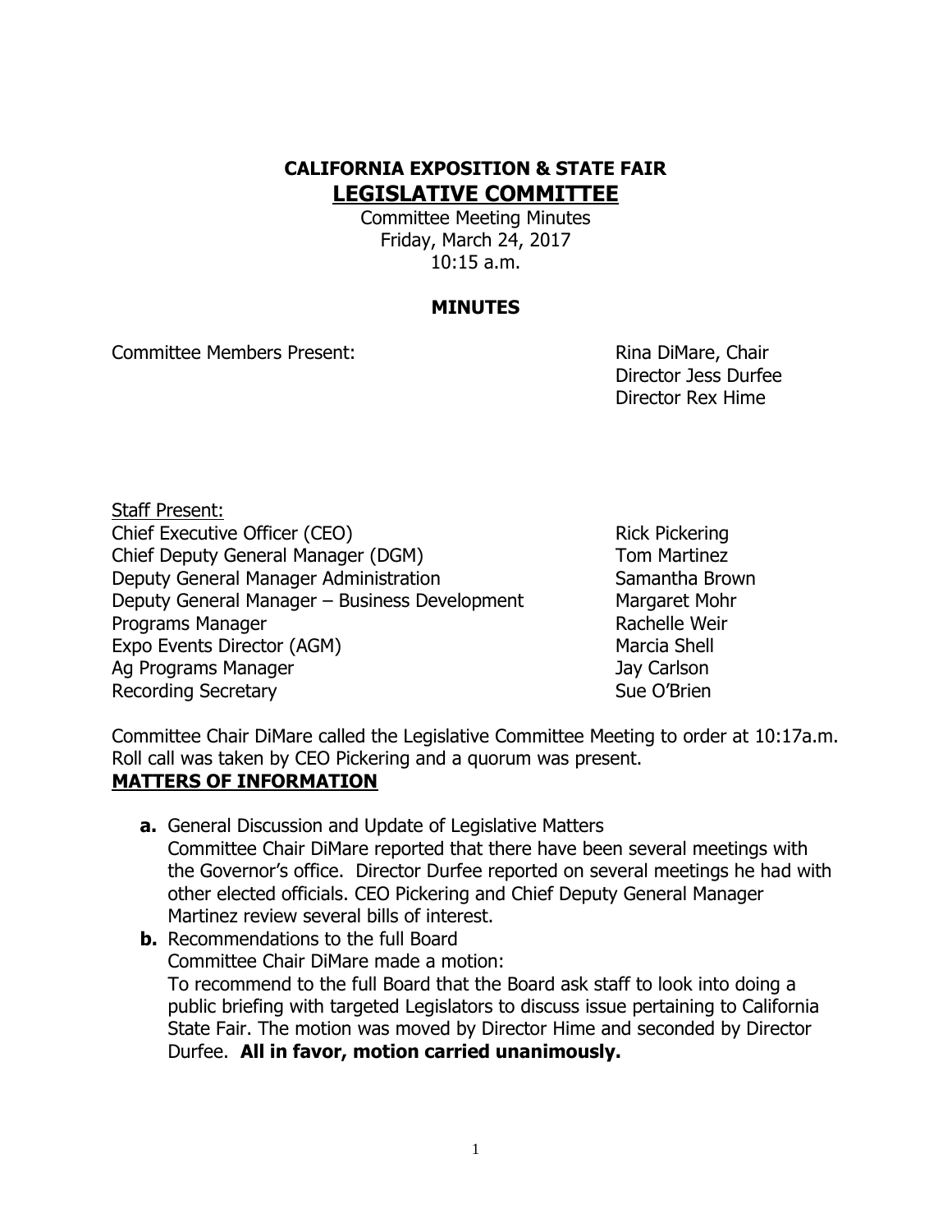# CALIFORNIA EXPOSITION & STATE FAIR

## LEGISLATIVE COMMITTEE

Committee Meeting Minutes
Friday, March 24, 2017
10:15 a.m.

### MINUTES

Committee Members Present: Rina DiMare, Chair
Director Jess Durfee
Director Rex Hime

Staff Present:

| | |
|---|---|
| Chief Executive Officer (CEO) | Rick Pickering |
| Chief Deputy General Manager (DGM) | Tom Martinez |
| Deputy General Manager Administration | Samantha Brown |
| Deputy General Manager – Business Development | Margaret Mohr |
| Programs Manager | Rachelle Weir |
| Expo Events Director (AGM) | Marcia Shell |
| Ag Programs Manager | Jay Carlson |
| Recording Secretary | Sue O'Brien |

Committee Chair DiMare called the Legislative Committee Meeting to order at 10:17a.m. Roll call was taken by CEO Pickering and a quorum was present.

**MATTERS OF INFORMATION**

- **a.** General Discussion and Update of Legislative Matters
  Committee Chair DiMare reported that there have been several meetings with the Governor's office. Director Durfee reported on several meetings he had with other elected officials. CEO Pickering and Chief Deputy General Manager Martinez review several bills of interest.
- **b.** Recommendations to the full Board
  Committee Chair DiMare made a motion:
  To recommend to the full Board that the Board ask staff to look into doing a public briefing with targeted Legislators to discuss issue pertaining to California State Fair. The motion was moved by Director Hime and seconded by Director Durfee. **All in favor, motion carried unanimously.**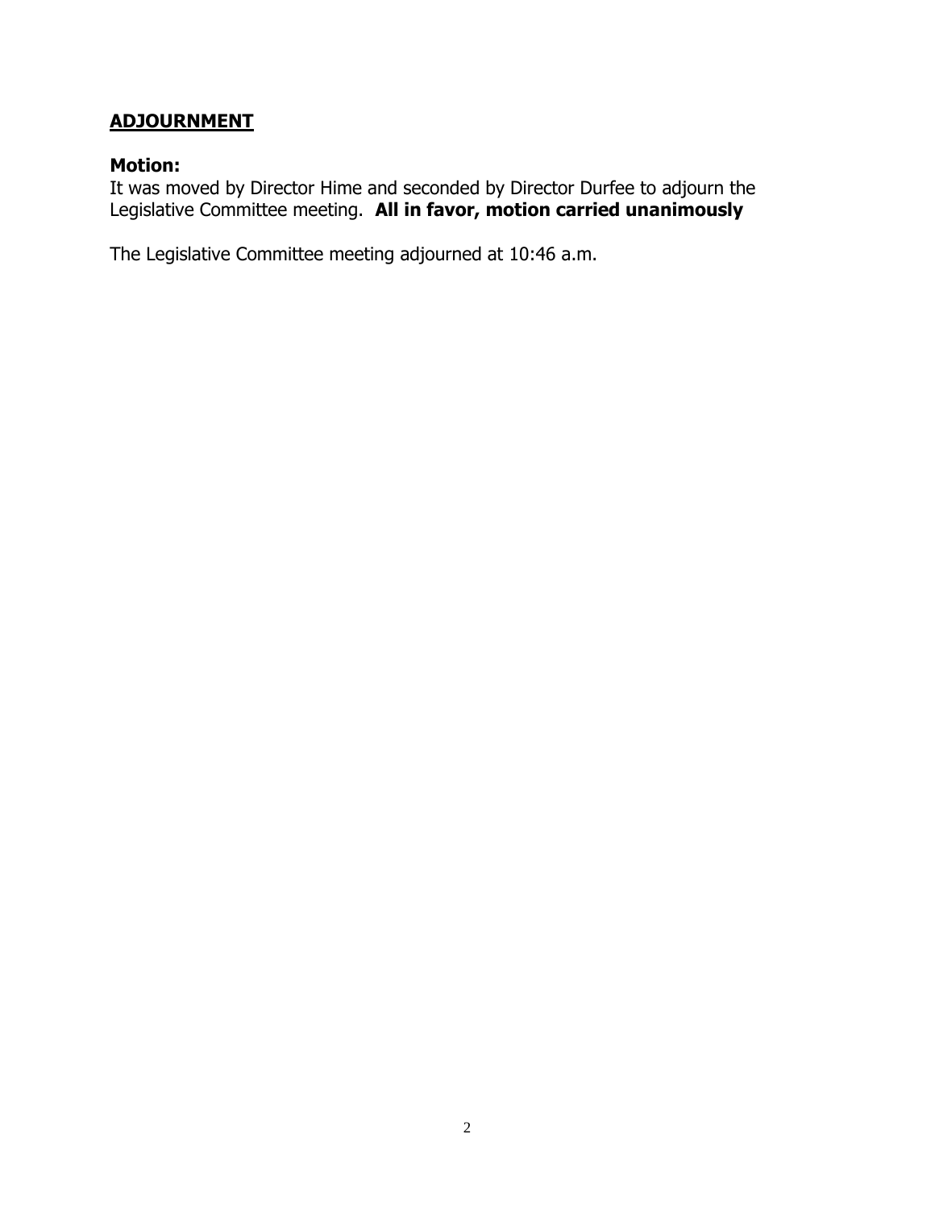## ADJOURNMENT

**Motion:**
It was moved by Director Hime and seconded by Director Durfee to adjourn the Legislative Committee meeting. **All in favor, motion carried unanimously**

The Legislative Committee meeting adjourned at 10:46 a.m.